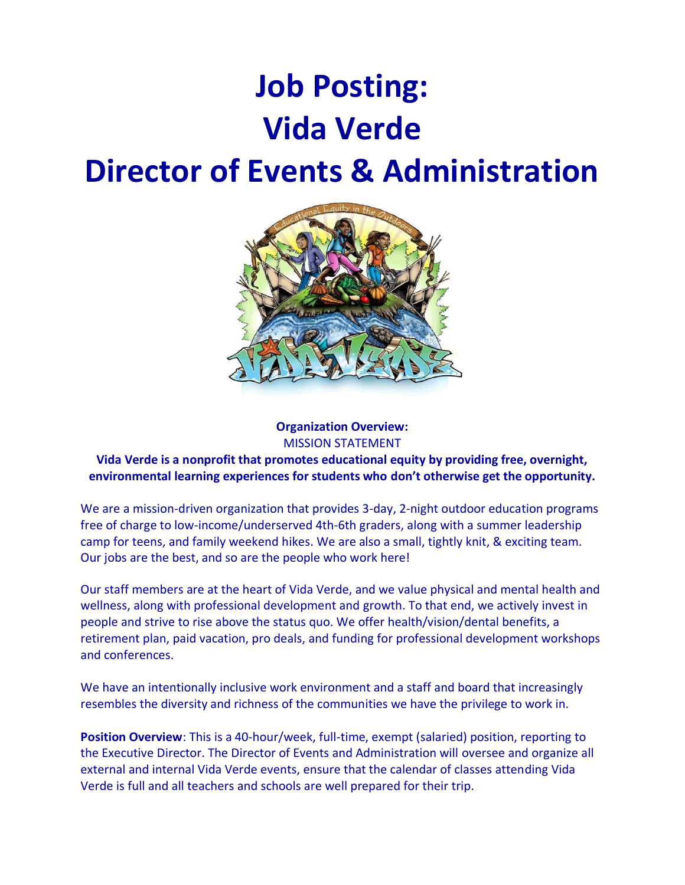# Job Posting: Vida Verde Director of Events & Administration

**Organization Overview:**

MISSION STATEMENT

**Vida Verde is a nonprofit that promotes educational equity by providing free, overnight, environmental learning experiences for students who don't otherwise get the opportunity.**

We are a mission-driven organization that provides 3-day, 2-night outdoor education programs free of charge to low-income/underserved 4th-6th graders, along with a summer leadership camp for teens, and family weekend hikes. We are also a small, tightly knit, & exciting team. Our jobs are the best, and so are the people who work here!

Our staff members are at the heart of Vida Verde, and we value physical and mental health and wellness, along with professional development and growth. To that end, we actively invest in people and strive to rise above the status quo. We offer health/vision/dental benefits, a retirement plan, paid vacation, pro deals, and funding for professional development workshops and conferences.

We have an intentionally inclusive work environment and a staff and board that increasingly resembles the diversity and richness of the communities we have the privilege to work in.

**Position Overview**: This is a 40-hour/week, full-time, exempt (salaried) position, reporting to the Executive Director. The Director of Events and Administration will oversee and organize all external and internal Vida Verde events, ensure that the calendar of classes attending Vida Verde is full and all teachers and schools are well prepared for their trip.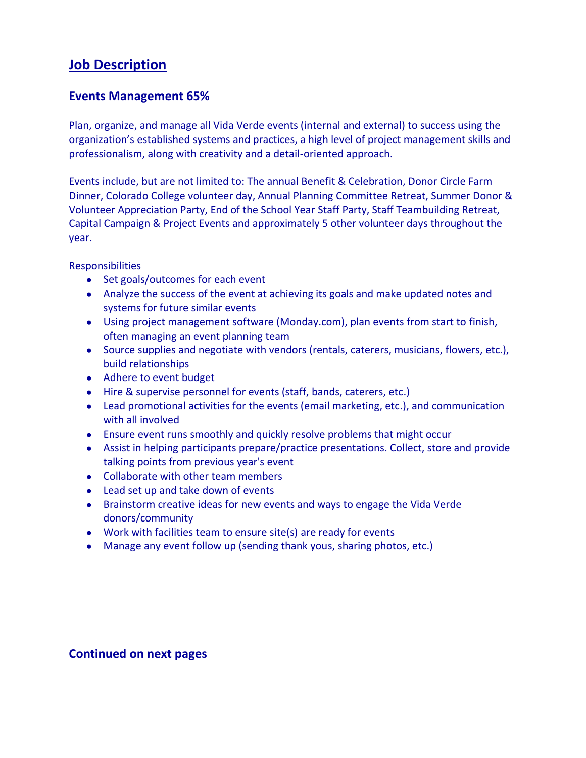# Job Description

## Events Management 65%

Plan, organize, and manage all Vida Verde events (internal and external) to success using the organization's established systems and practices, a high level of project management skills and professionalism, along with creativity and a detail-oriented approach.

Events include, but are not limited to: The annual Benefit & Celebration, Donor Circle Farm Dinner, Colorado College volunteer day, Annual Planning Committee Retreat, Summer Donor & Volunteer Appreciation Party, End of the School Year Staff Party, Staff Teambuilding Retreat, Capital Campaign & Project Events and approximately 5 other volunteer days throughout the year.

Responsibilities

- Set goals/outcomes for each event
- Analyze the success of the event at achieving its goals and make updated notes and systems for future similar events
- Using project management software (Monday.com), plan events from start to finish, often managing an event planning team
- Source supplies and negotiate with vendors (rentals, caterers, musicians, flowers, etc.), build relationships
- Adhere to event budget
- Hire & supervise personnel for events (staff, bands, caterers, etc.)
- Lead promotional activities for the events (email marketing, etc.), and communication with all involved
- Ensure event runs smoothly and quickly resolve problems that might occur
- Assist in helping participants prepare/practice presentations. Collect, store and provide talking points from previous year's event
- Collaborate with other team members
- Lead set up and take down of events
- Brainstorm creative ideas for new events and ways to engage the Vida Verde donors/community
- Work with facilities team to ensure site(s) are ready for events
- Manage any event follow up (sending thank yous, sharing photos, etc.)

**Continued on next pages**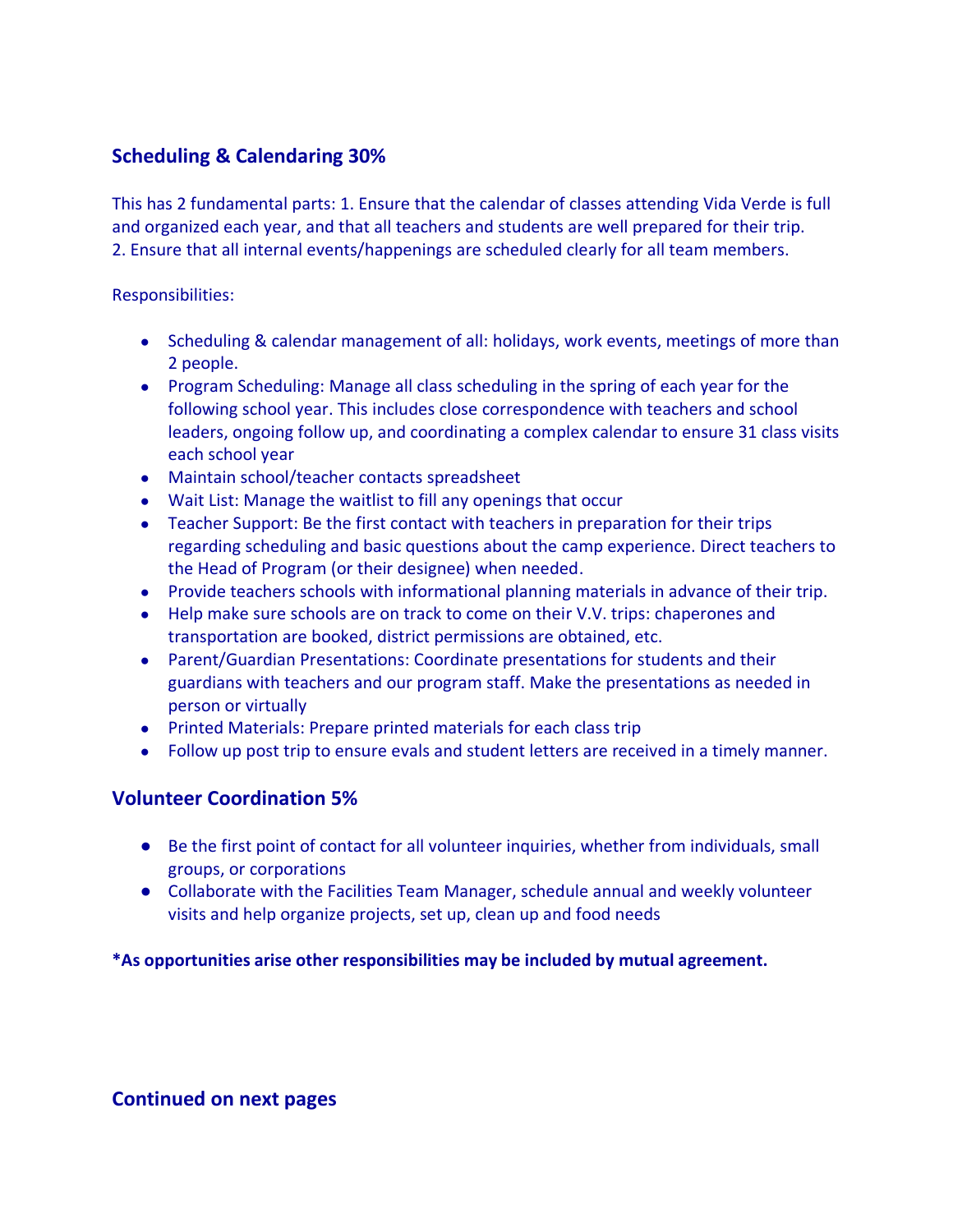## Scheduling & Calendaring 30%

This has 2 fundamental parts: 1. Ensure that the calendar of classes attending Vida Verde is full and organized each year, and that all teachers and students are well prepared for their trip. 2. Ensure that all internal events/happenings are scheduled clearly for all team members.

Responsibilities:

- Scheduling & calendar management of all: holidays, work events, meetings of more than 2 people.
- Program Scheduling: Manage all class scheduling in the spring of each year for the following school year. This includes close correspondence with teachers and school leaders, ongoing follow up, and coordinating a complex calendar to ensure 31 class visits each school year
- Maintain school/teacher contacts spreadsheet
- Wait List: Manage the waitlist to fill any openings that occur
- Teacher Support: Be the first contact with teachers in preparation for their trips regarding scheduling and basic questions about the camp experience. Direct teachers to the Head of Program (or their designee) when needed.
- Provide teachers schools with informational planning materials in advance of their trip.
- Help make sure schools are on track to come on their V.V. trips: chaperones and transportation are booked, district permissions are obtained, etc.
- Parent/Guardian Presentations: Coordinate presentations for students and their guardians with teachers and our program staff. Make the presentations as needed in person or virtually
- Printed Materials: Prepare printed materials for each class trip
- Follow up post trip to ensure evals and student letters are received in a timely manner.

## Volunteer Coordination 5%

- Be the first point of contact for all volunteer inquiries, whether from individuals, small groups, or corporations
- Collaborate with the Facilities Team Manager, schedule annual and weekly volunteer visits and help organize projects, set up, clean up and food needs

**\*As opportunities arise other responsibilities may be included by mutual agreement.**

## Continued on next pages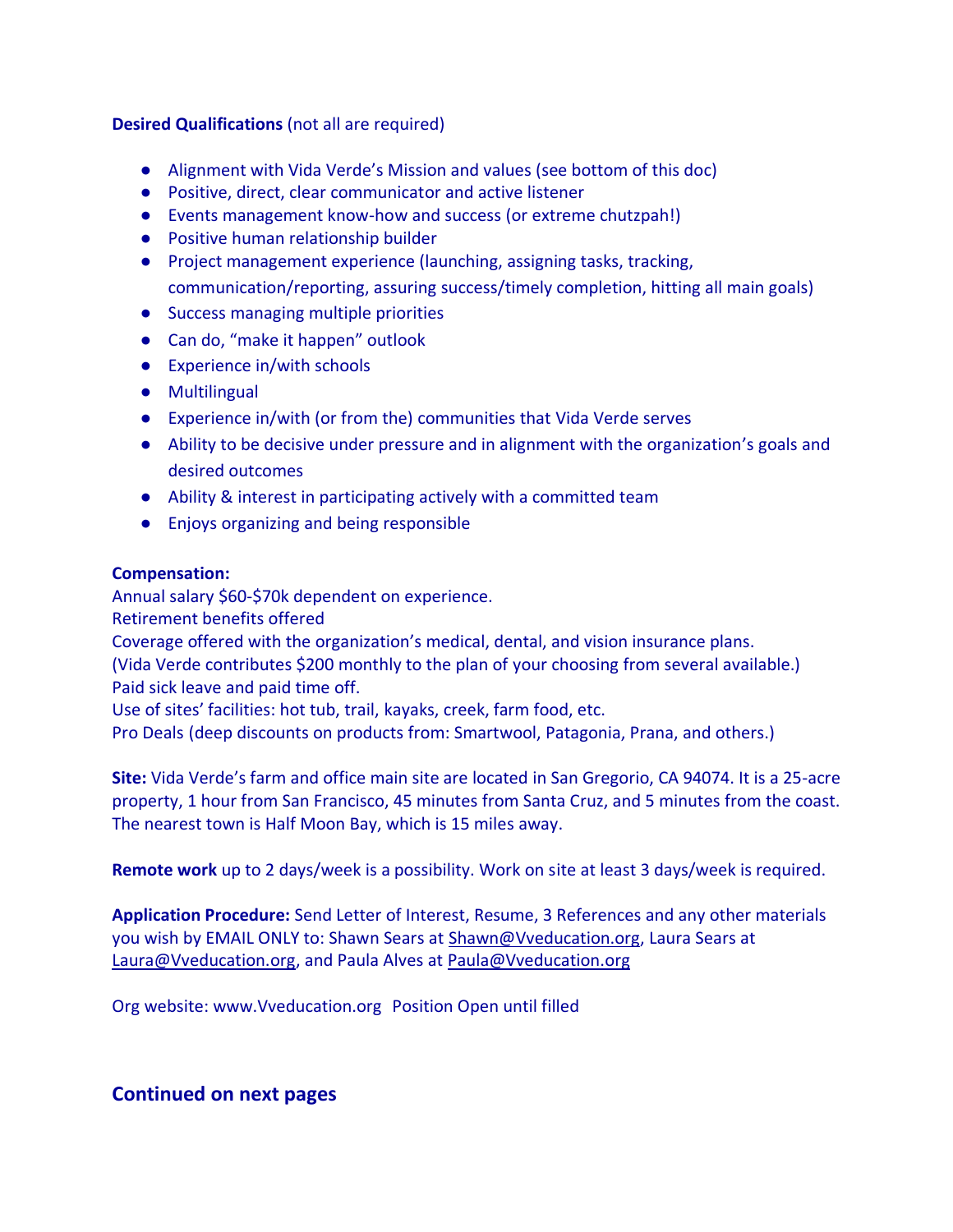**Desired Qualifications** (not all are required)

- Alignment with Vida Verde's Mission and values (see bottom of this doc)
- Positive, direct, clear communicator and active listener
- Events management know-how and success (or extreme chutzpah!)
- Positive human relationship builder
- Project management experience (launching, assigning tasks, tracking, communication/reporting, assuring success/timely completion, hitting all main goals)
- Success managing multiple priorities
- Can do, "make it happen" outlook
- Experience in/with schools
- Multilingual
- Experience in/with (or from the) communities that Vida Verde serves
- Ability to be decisive under pressure and in alignment with the organization's goals and desired outcomes
- Ability & interest in participating actively with a committed team
- Enjoys organizing and being responsible

**Compensation:**
Annual salary $60-$70k dependent on experience.
Retirement benefits offered
Coverage offered with the organization's medical, dental, and vision insurance plans.
(Vida Verde contributes $200 monthly to the plan of your choosing from several available.)
Paid sick leave and paid time off.
Use of sites' facilities: hot tub, trail, kayaks, creek, farm food, etc.
Pro Deals (deep discounts on products from: Smartwool, Patagonia, Prana, and others.)

**Site:** Vida Verde's farm and office main site are located in San Gregorio, CA 94074. It is a 25-acre property, 1 hour from San Francisco, 45 minutes from Santa Cruz, and 5 minutes from the coast. The nearest town is Half Moon Bay, which is 15 miles away.

**Remote work** up to 2 days/week is a possibility. Work on site at least 3 days/week is required.

**Application Procedure:** Send Letter of Interest, Resume, 3 References and any other materials you wish by EMAIL ONLY to: Shawn Sears at Shawn@Vveducation.org, Laura Sears at Laura@Vveducation.org, and Paula Alves at Paula@Vveducation.org

Org website: www.Vveducation.org  Position Open until filled

## Continued on next pages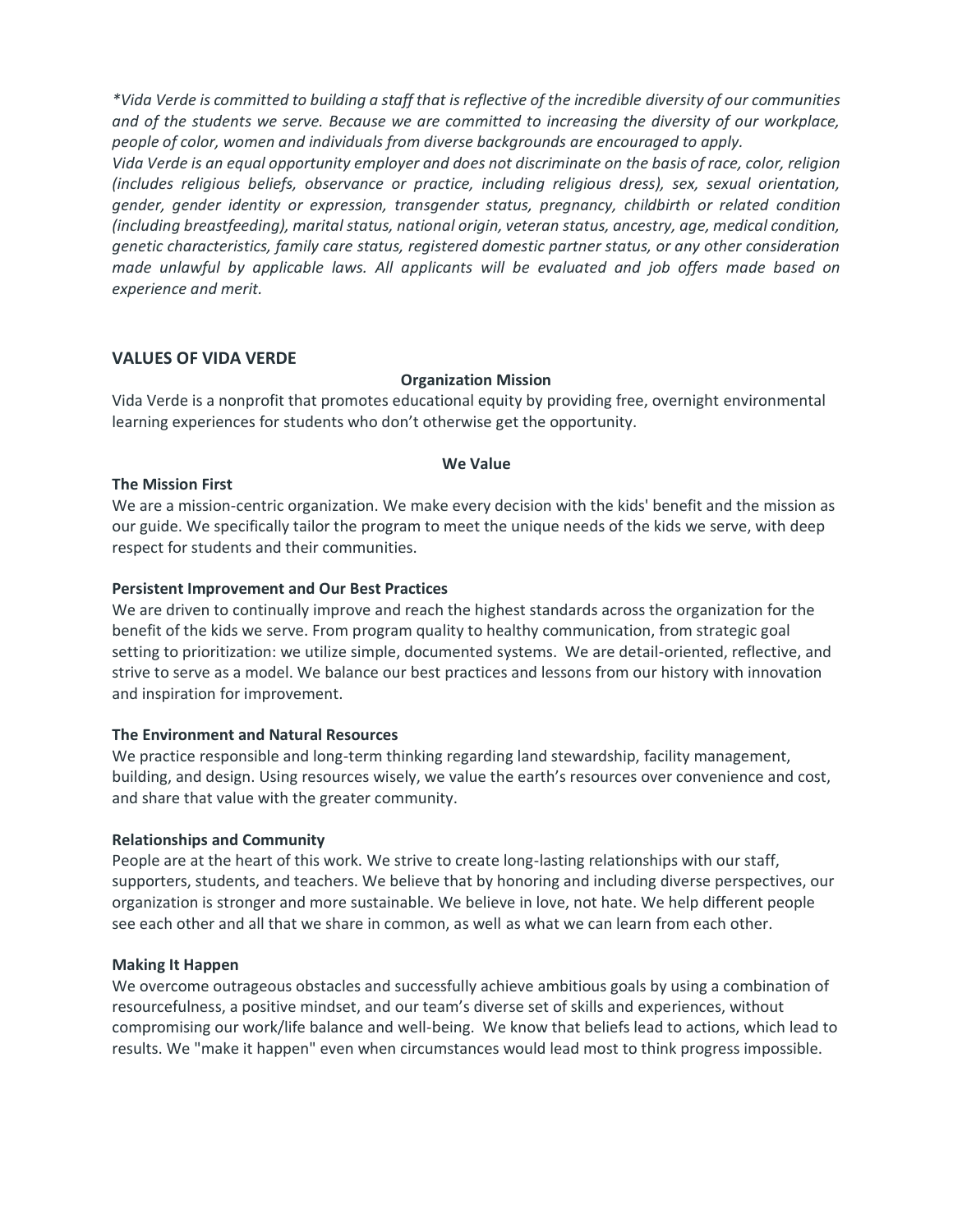*\*Vida Verde is committed to building a staff that is reflective of the incredible diversity of our communities and of the students we serve. Because we are committed to increasing the diversity of our workplace, people of color, women and individuals from diverse backgrounds are encouraged to apply.*

*Vida Verde is an equal opportunity employer and does not discriminate on the basis of race, color, religion (includes religious beliefs, observance or practice, including religious dress), sex, sexual orientation, gender, gender identity or expression, transgender status, pregnancy, childbirth or related condition (including breastfeeding), marital status, national origin, veteran status, ancestry, age, medical condition, genetic characteristics, family care status, registered domestic partner status, or any other consideration made unlawful by applicable laws. All applicants will be evaluated and job offers made based on experience and merit.*

## VALUES OF VIDA VERDE

### Organization Mission

Vida Verde is a nonprofit that promotes educational equity by providing free, overnight environmental learning experiences for students who don't otherwise get the opportunity.

### We Value

**The Mission First**

We are a mission-centric organization. We make every decision with the kids' benefit and the mission as our guide. We specifically tailor the program to meet the unique needs of the kids we serve, with deep respect for students and their communities.

**Persistent Improvement and Our Best Practices**

We are driven to continually improve and reach the highest standards across the organization for the benefit of the kids we serve. From program quality to healthy communication, from strategic goal setting to prioritization: we utilize simple, documented systems. We are detail-oriented, reflective, and strive to serve as a model. We balance our best practices and lessons from our history with innovation and inspiration for improvement.

**The Environment and Natural Resources**

We practice responsible and long-term thinking regarding land stewardship, facility management, building, and design. Using resources wisely, we value the earth's resources over convenience and cost, and share that value with the greater community.

**Relationships and Community**

People are at the heart of this work. We strive to create long-lasting relationships with our staff, supporters, students, and teachers. We believe that by honoring and including diverse perspectives, our organization is stronger and more sustainable. We believe in love, not hate. We help different people see each other and all that we share in common, as well as what we can learn from each other.

**Making It Happen**

We overcome outrageous obstacles and successfully achieve ambitious goals by using a combination of resourcefulness, a positive mindset, and our team's diverse set of skills and experiences, without compromising our work/life balance and well-being. We know that beliefs lead to actions, which lead to results. We "make it happen" even when circumstances would lead most to think progress impossible.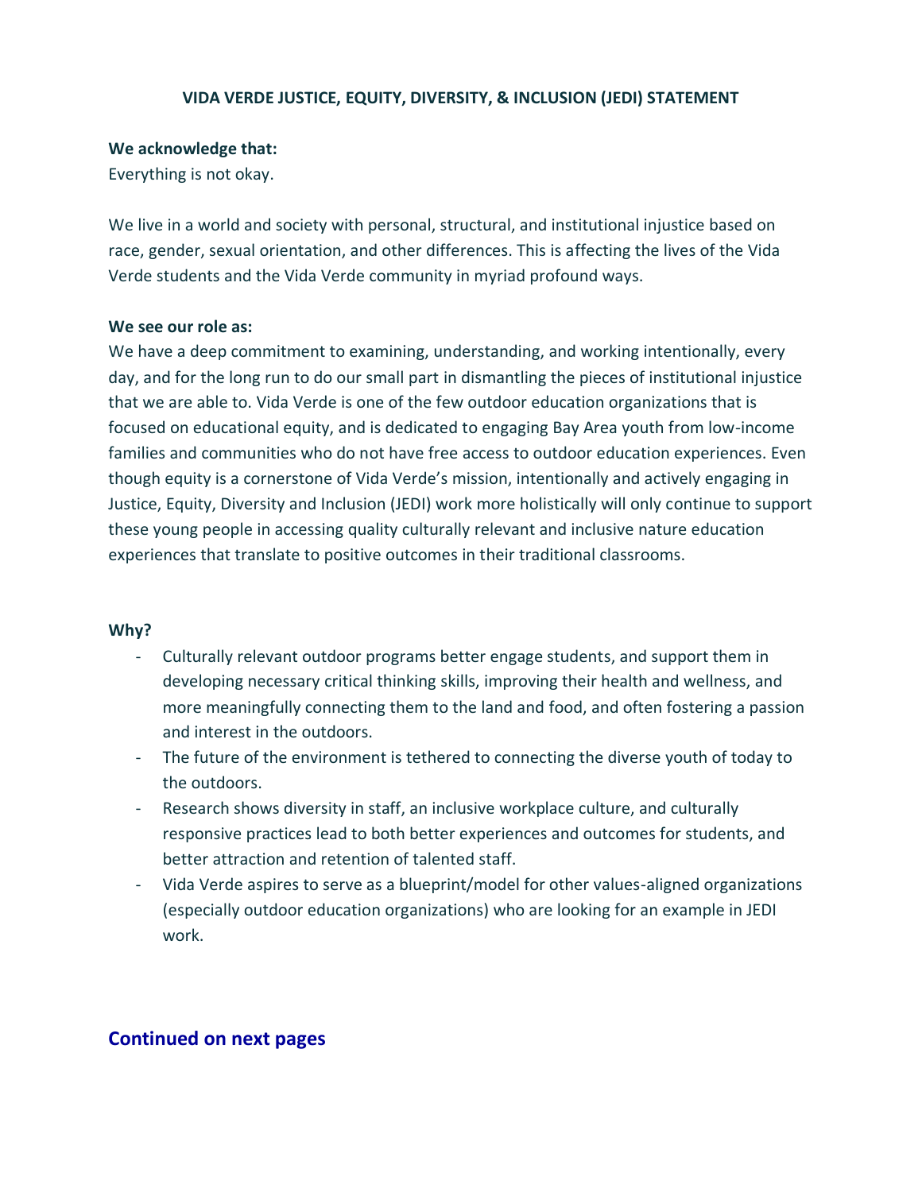# VIDA VERDE JUSTICE, EQUITY, DIVERSITY, & INCLUSION (JEDI) STATEMENT

**We acknowledge that:**
Everything is not okay.

We live in a world and society with personal, structural, and institutional injustice based on race, gender, sexual orientation, and other differences. This is affecting the lives of the Vida Verde students and the Vida Verde community in myriad profound ways.

**We see our role as:**
We have a deep commitment to examining, understanding, and working intentionally, every day, and for the long run to do our small part in dismantling the pieces of institutional injustice that we are able to. Vida Verde is one of the few outdoor education organizations that is focused on educational equity, and is dedicated to engaging Bay Area youth from low-income families and communities who do not have free access to outdoor education experiences. Even though equity is a cornerstone of Vida Verde's mission, intentionally and actively engaging in Justice, Equity, Diversity and Inclusion (JEDI) work more holistically will only continue to support these young people in accessing quality culturally relevant and inclusive nature education experiences that translate to positive outcomes in their traditional classrooms.

**Why?**

- Culturally relevant outdoor programs better engage students, and support them in developing necessary critical thinking skills, improving their health and wellness, and more meaningfully connecting them to the land and food, and often fostering a passion and interest in the outdoors.
- The future of the environment is tethered to connecting the diverse youth of today to the outdoors.
- Research shows diversity in staff, an inclusive workplace culture, and culturally responsive practices lead to both better experiences and outcomes for students, and better attraction and retention of talented staff.
- Vida Verde aspires to serve as a blueprint/model for other values-aligned organizations (especially outdoor education organizations) who are looking for an example in JEDI work.

**Continued on next pages**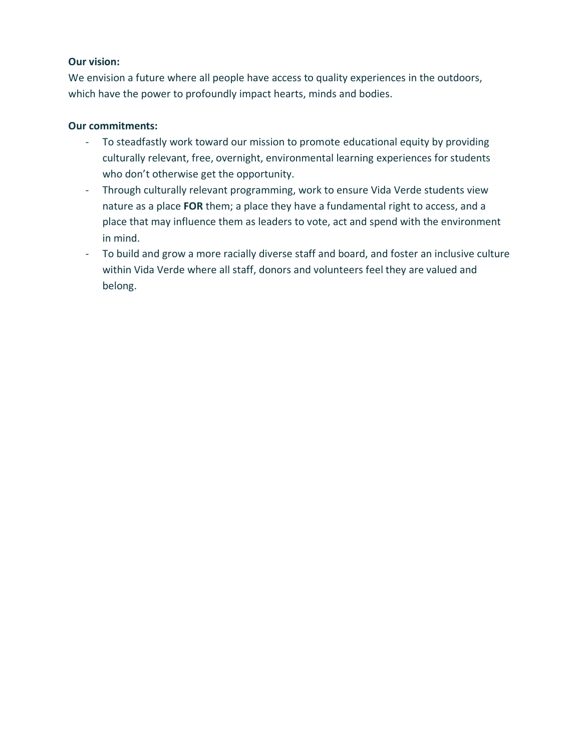**Our vision:**

We envision a future where all people have access to quality experiences in the outdoors, which have the power to profoundly impact hearts, minds and bodies.

**Our commitments:**

- To steadfastly work toward our mission to promote educational equity by providing culturally relevant, free, overnight, environmental learning experiences for students who don't otherwise get the opportunity.
- Through culturally relevant programming, work to ensure Vida Verde students view nature as a place **FOR** them; a place they have a fundamental right to access, and a place that may influence them as leaders to vote, act and spend with the environment in mind.
- To build and grow a more racially diverse staff and board, and foster an inclusive culture within Vida Verde where all staff, donors and volunteers feel they are valued and belong.